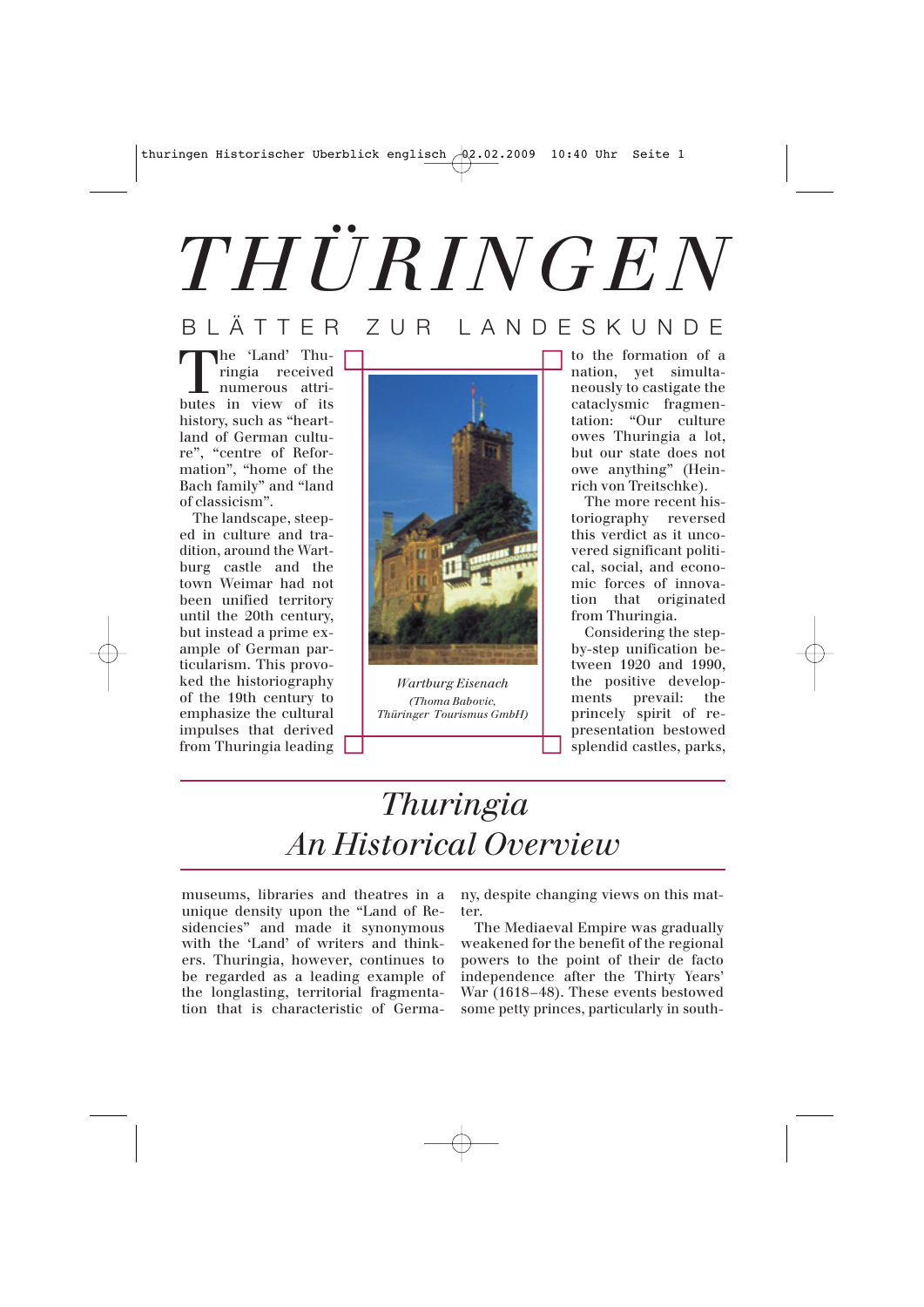# THÜRINGEN

BLÄTTER ZUR LANDESKUNDE

## Thuringia
## An Historical Overview

The 'Land' Thuringia received numerous attributes in view of its history, such as "heartland of German culture", "centre of Reformation", "home of the Bach family" and "land of classicism".

The landscape, steeped in culture and tradition, around the Wartburg castle and the town Weimar had not been unified territory until the 20th century, but instead a prime example of German particularism. This provoked the historiography of the 19th century to emphasize the cultural impulses that derived from Thuringia leading to the formation of a nation, yet simultaneously to castigate the cataclysmic fragmentation: "Our culture owes Thuringia a lot, but our state does not owe anything" (Heinrich von Treitschke).

*Wartburg Eisenach*
*(Thoma Babovic, Thüringer Tourismus GmbH)*

The more recent historiography reversed this verdict as it uncovered significant political, social, and economic forces of innovation that originated from Thuringia.

Considering the step-by-step unification between 1920 and 1990, the positive developments prevail: the princely spirit of representation bestowed splendid castles, parks, museums, libraries and theatres in a unique density upon the "Land of Residencies" and made it synonymous with the 'Land' of writers and thinkers. Thuringia, however, continues to be regarded as a leading example of the longlasting, territorial fragmentation that is characteristic of Germany, despite changing views on this matter.

The Mediaeval Empire was gradually weakened for the benefit of the regional powers to the point of their de facto independence after the Thirty Years' War (1618–48). These events bestowed some petty princes, particularly in south-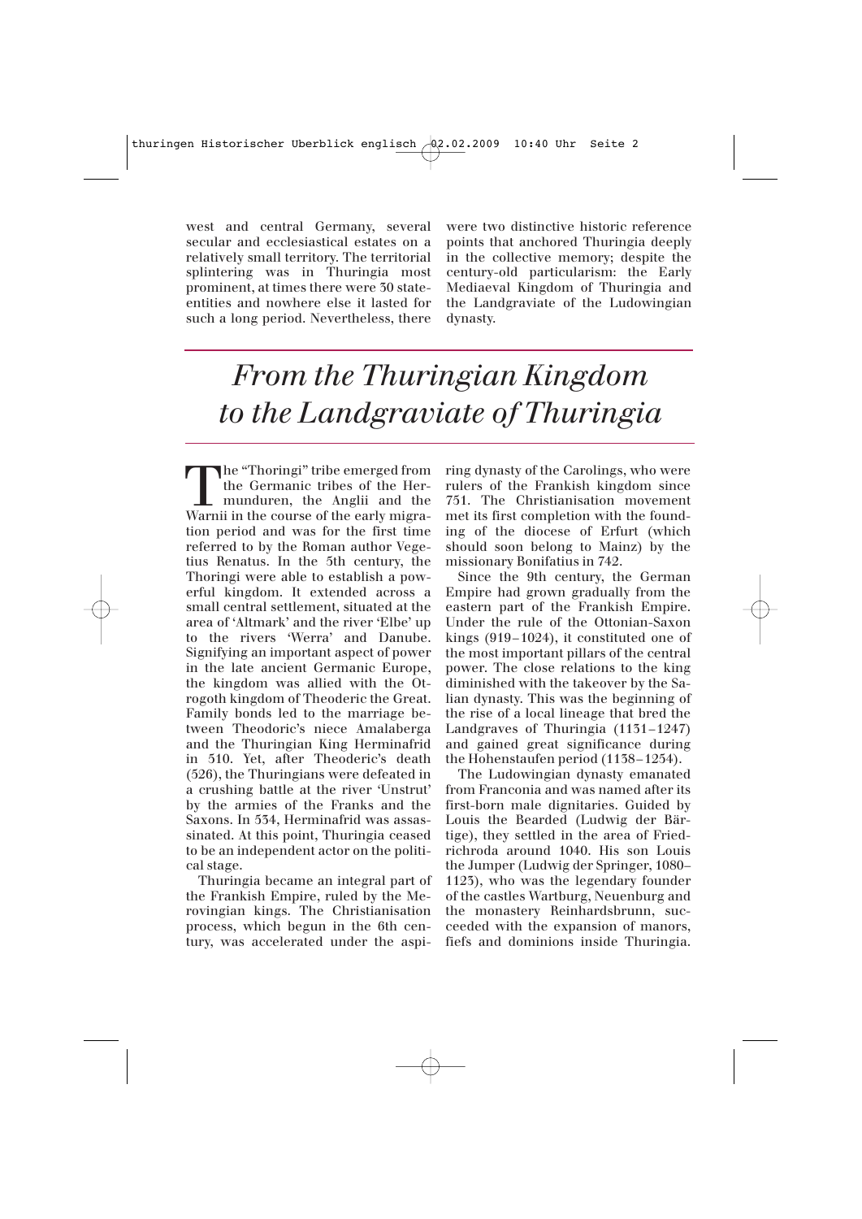west and central Germany, several secular and ecclesiastical estates on a relatively small territory. The territorial splintering was in Thuringia most prominent, at times there were 30 state-entities and nowhere else it lasted for such a long period. Nevertheless, there were two distinctive historic reference points that anchored Thuringia deeply in the collective memory; despite the century-old particularism: the Early Mediaeval Kingdom of Thuringia and the Landgraviate of the Ludowingian dynasty.

# *From the Thuringian Kingdom to the Landgraviate of Thuringia*

The "Thoringi" tribe emerged from the Germanic tribes of the Hermunduren, the Anglii and the Warnii in the course of the early migration period and was for the first time referred to by the Roman author Vegetius Renatus. In the 5th century, the Thoringi were able to establish a powerful kingdom. It extended across a small central settlement, situated at the area of 'Altmark' and the river 'Elbe' up to the rivers 'Werra' and Danube. Signifying an important aspect of power in the late ancient Germanic Europe, the kingdom was allied with the Otrogoth kingdom of Theoderic the Great. Family bonds led to the marriage between Theodoric's niece Amalaberga and the Thuringian King Herminafrid in 510. Yet, after Theoderic's death (526), the Thuringians were defeated in a crushing battle at the river 'Unstrut' by the armies of the Franks and the Saxons. In 534, Herminafrid was assassinated. At this point, Thuringia ceased to be an independent actor on the political stage.

Thuringia became an integral part of the Frankish Empire, ruled by the Merovingian kings. The Christianisation process, which begun in the 6th century, was accelerated under the aspiring dynasty of the Carolings, who were rulers of the Frankish kingdom since 751. The Christianisation movement met its first completion with the founding of the diocese of Erfurt (which should soon belong to Mainz) by the missionary Bonifatius in 742.

Since the 9th century, the German Empire had grown gradually from the eastern part of the Frankish Empire. Under the rule of the Ottonian-Saxon kings (919–1024), it constituted one of the most important pillars of the central power. The close relations to the king diminished with the takeover by the Salian dynasty. This was the beginning of the rise of a local lineage that bred the Landgraves of Thuringia (1131–1247) and gained great significance during the Hohenstaufen period (1138–1254).

The Ludowingian dynasty emanated from Franconia and was named after its first-born male dignitaries. Guided by Louis the Bearded (Ludwig der Bärtige), they settled in the area of Friedrichroda around 1040. His son Louis the Jumper (Ludwig der Springer, 1080–1123), who was the legendary founder of the castles Wartburg, Neuenburg and the monastery Reinhardsbrunn, succeeded with the expansion of manors, fiefs and dominions inside Thuringia.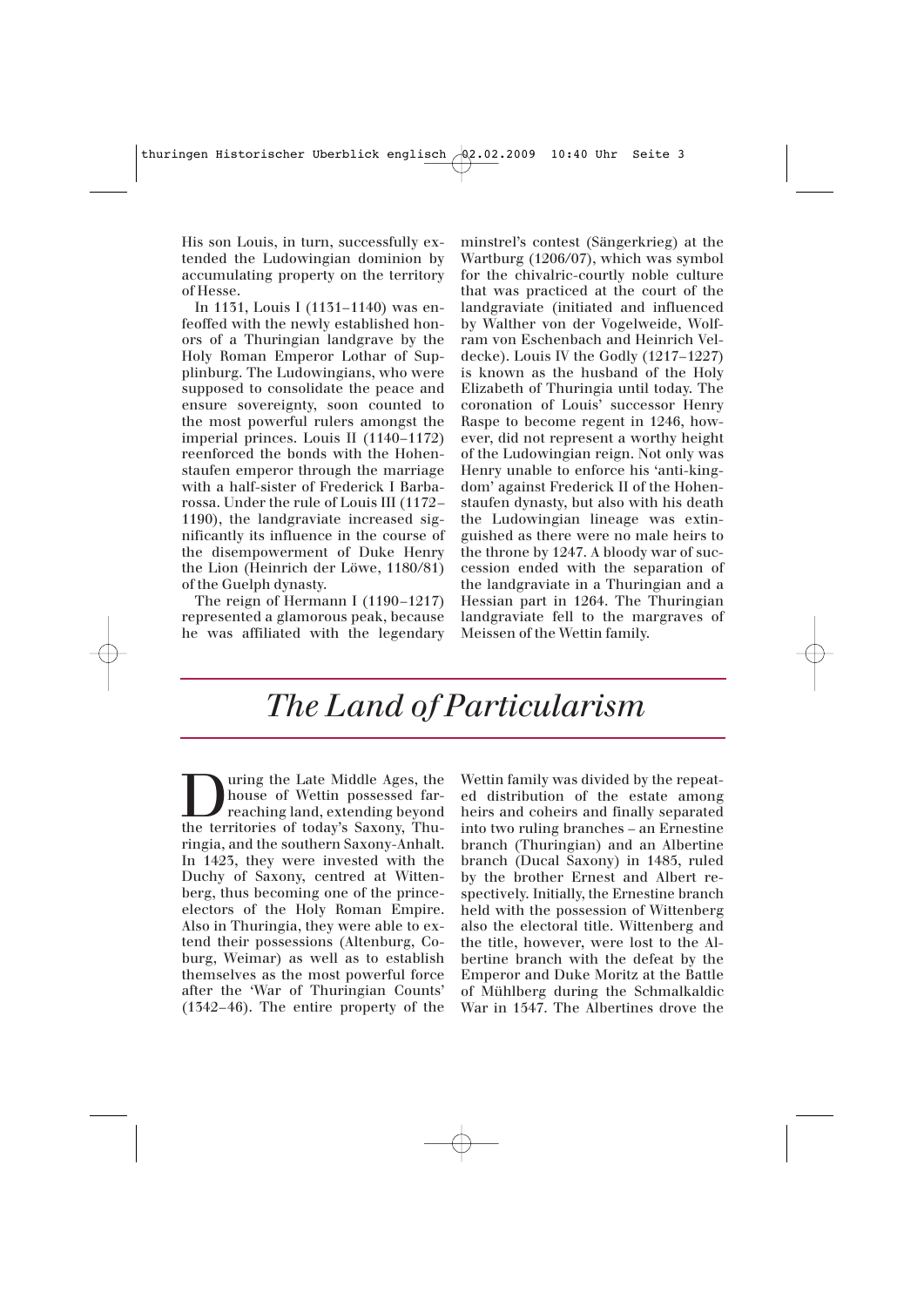His son Louis, in turn, successfully extended the Ludowingian dominion by accumulating property on the territory of Hesse.

In 1131, Louis I (1131–1140) was enfeoffed with the newly established honors of a Thuringian landgrave by the Holy Roman Emperor Lothar of Supplinburg. The Ludowingians, who were supposed to consolidate the peace and ensure sovereignty, soon counted to the most powerful rulers amongst the imperial princes. Louis II (1140–1172) reenforced the bonds with the Hohenstaufen emperor through the marriage with a half-sister of Frederick I Barbarossa. Under the rule of Louis III (1172–1190), the landgraviate increased significantly its influence in the course of the disempowerment of Duke Henry the Lion (Heinrich der Löwe, 1180/81) of the Guelph dynasty.

The reign of Hermann I (1190–1217) represented a glamorous peak, because he was affiliated with the legendary minstrel's contest (Sängerkrieg) at the Wartburg (1206/07), which was symbol for the chivalric-courtly noble culture that was practiced at the court of the landgraviate (initiated and influenced by Walther von der Vogelweide, Wolfram von Eschenbach and Heinrich Veldecke). Louis IV the Godly (1217–1227) is known as the husband of the Holy Elizabeth of Thuringia until today. The coronation of Louis' successor Henry Raspe to become regent in 1246, however, did not represent a worthy height of the Ludowingian reign. Not only was Henry unable to enforce his 'anti-kingdom' against Frederick II of the Hohenstaufen dynasty, but also with his death the Ludowingian lineage was extinguished as there were no male heirs to the throne by 1247. A bloody war of succession ended with the separation of the landgraviate in a Thuringian and a Hessian part in 1264. The Thuringian landgraviate fell to the margraves of Meissen of the Wettin family.

# *The Land of Particularism*

During the Late Middle Ages, the house of Wettin possessed far-reaching land, extending beyond the territories of today's Saxony, Thuringia, and the southern Saxony-Anhalt. In 1423, they were invested with the Duchy of Saxony, centred at Wittenberg, thus becoming one of the prince-electors of the Holy Roman Empire. Also in Thuringia, they were able to extend their possessions (Altenburg, Coburg, Weimar) as well as to establish themselves as the most powerful force after the 'War of Thuringian Counts' (1342–46). The entire property of the Wettin family was divided by the repeated distribution of the estate among heirs and coheirs and finally separated into two ruling branches – an Ernestine branch (Thuringian) and an Albertine branch (Ducal Saxony) in 1485, ruled by the brother Ernest and Albert respectively. Initially, the Ernestine branch held with the possession of Wittenberg also the electoral title. Wittenberg and the title, however, were lost to the Albertine branch with the defeat by the Emperor and Duke Moritz at the Battle of Mühlberg during the Schmalkaldic War in 1547. The Albertines drove the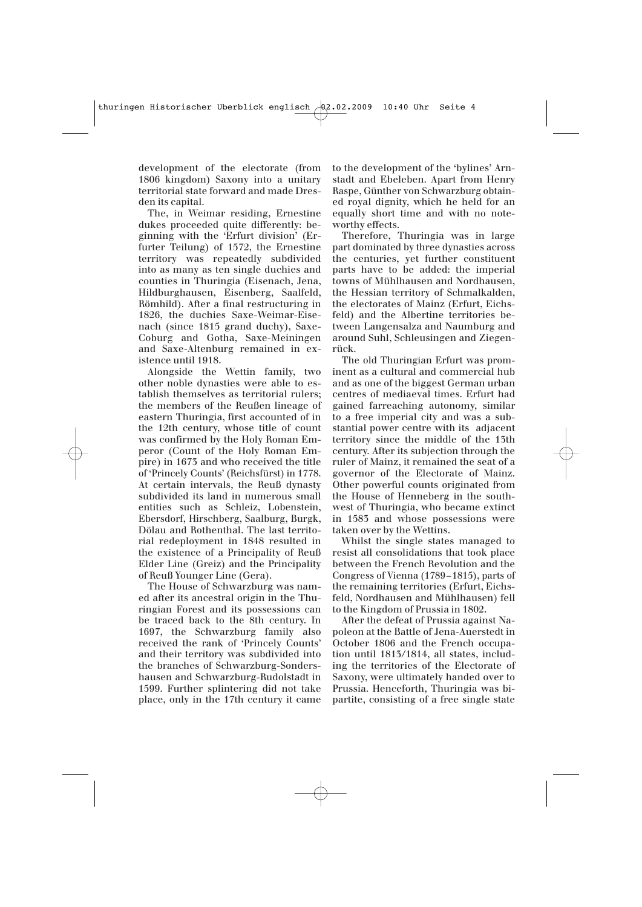development of the electorate (from 1806 kingdom) Saxony into a unitary territorial state forward and made Dresden its capital.

The, in Weimar residing, Ernestine dukes proceeded quite differently: beginning with the 'Erfurt division' (Erfurter Teilung) of 1572, the Ernestine territory was repeatedly subdivided into as many as ten single duchies and counties in Thuringia (Eisenach, Jena, Hildburghausen, Eisenberg, Saalfeld, Römhild). After a final restructuring in 1826, the duchies Saxe-Weimar-Eisenach (since 1815 grand duchy), Saxe-Coburg and Gotha, Saxe-Meiningen and Saxe-Altenburg remained in existence until 1918.

Alongside the Wettin family, two other noble dynasties were able to establish themselves as territorial rulers; the members of the Reußen lineage of eastern Thuringia, first accounted of in the 12th century, whose title of count was confirmed by the Holy Roman Emperor (Count of the Holy Roman Empire) in 1673 and who received the title of 'Princely Counts' (Reichsfürst) in 1778. At certain intervals, the Reuß dynasty subdivided its land in numerous small entities such as Schleiz, Lobenstein, Ebersdorf, Hirschberg, Saalburg, Burgk, Dölau and Rothenthal. The last territorial redeployment in 1848 resulted in the existence of a Principality of Reuß Elder Line (Greiz) and the Principality of Reuß Younger Line (Gera).

The House of Schwarzburg was named after its ancestral origin in the Thuringian Forest and its possessions can be traced back to the 8th century. In 1697, the Schwarzburg family also received the rank of 'Princely Counts' and their territory was subdivided into the branches of Schwarzburg-Sondershausen and Schwarzburg-Rudolstadt in 1599. Further splintering did not take place, only in the 17th century it came to the development of the 'bylines' Arnstadt and Ebeleben. Apart from Henry Raspe, Günther von Schwarzburg obtained royal dignity, which he held for an equally short time and with no noteworthy effects.

Therefore, Thuringia was in large part dominated by three dynasties across the centuries, yet further constituent parts have to be added: the imperial towns of Mühlhausen and Nordhausen, the Hessian territory of Schmalkalden, the electorates of Mainz (Erfurt, Eichsfeld) and the Albertine territories between Langensalza and Naumburg and around Suhl, Schleusingen and Ziegenrück.

The old Thuringian Erfurt was prominent as a cultural and commercial hub and as one of the biggest German urban centres of mediaeval times. Erfurt had gained farreaching autonomy, similar to a free imperial city and was a substantial power centre with its adjacent territory since the middle of the 13th century. After its subjection through the ruler of Mainz, it remained the seat of a governor of the Electorate of Mainz. Other powerful counts originated from the House of Henneberg in the southwest of Thuringia, who became extinct in 1583 and whose possessions were taken over by the Wettins.

Whilst the single states managed to resist all consolidations that took place between the French Revolution and the Congress of Vienna (1789–1815), parts of the remaining territories (Erfurt, Eichsfeld, Nordhausen and Mühlhausen) fell to the Kingdom of Prussia in 1802.

After the defeat of Prussia against Napoleon at the Battle of Jena-Auerstedt in October 1806 and the French occupation until 1813/1814, all states, including the territories of the Electorate of Saxony, were ultimately handed over to Prussia. Henceforth, Thuringia was bipartite, consisting of a free single state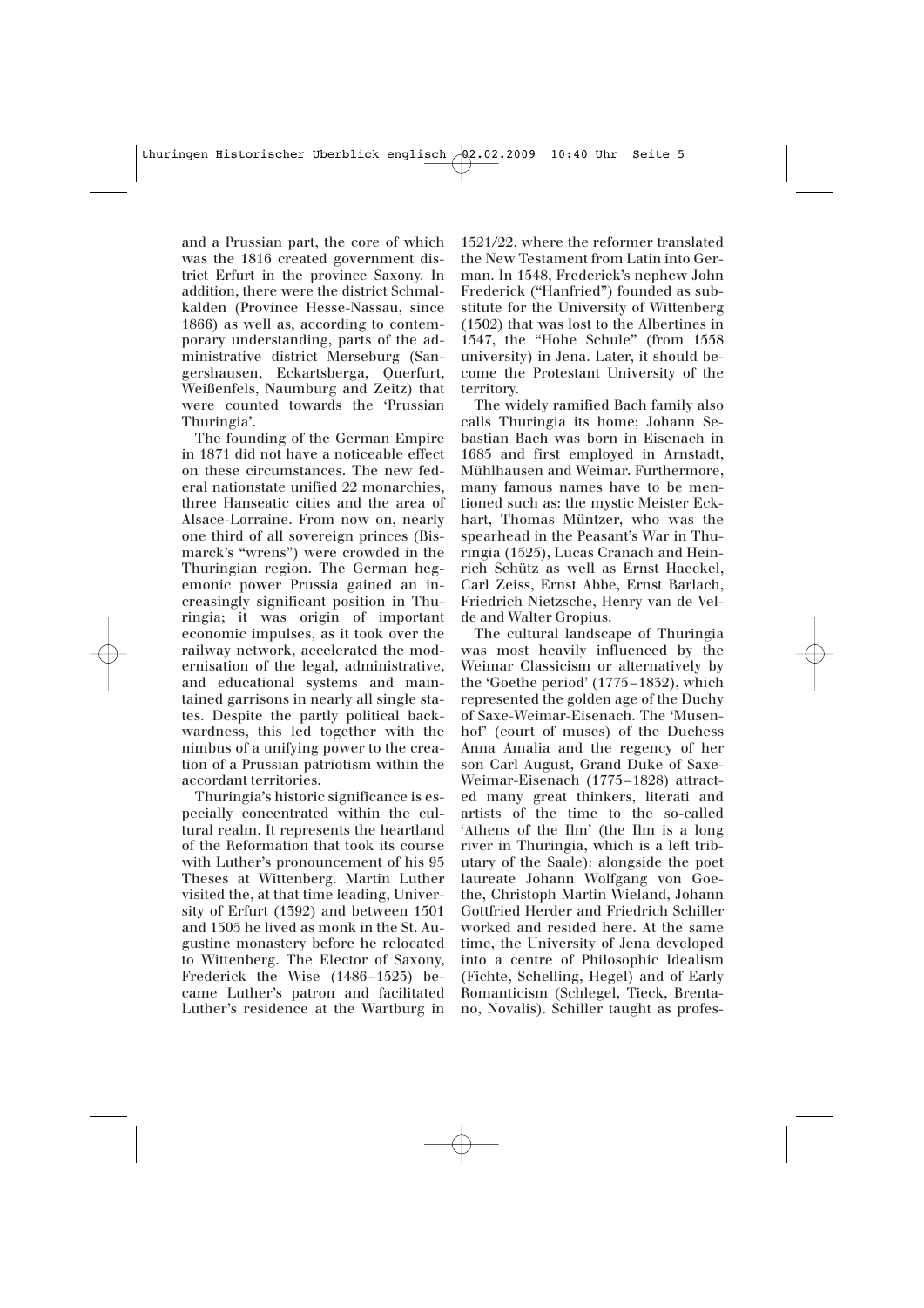and a Prussian part, the core of which was the 1816 created government district Erfurt in the province Saxony. In addition, there were the district Schmalkalden (Province Hesse-Nassau, since 1866) as well as, according to contemporary understanding, parts of the administrative district Merseburg (Sangershausen, Eckartsberga, Querfurt, Weißenfels, Naumburg and Zeitz) that were counted towards the 'Prussian Thuringia'.

The founding of the German Empire in 1871 did not have a noticeable effect on these circumstances. The new federal nationstate unified 22 monarchies, three Hanseatic cities and the area of Alsace-Lorraine. From now on, nearly one third of all sovereign princes (Bismarck's "wrens") were crowded in the Thuringian region. The German hegemonic power Prussia gained an increasingly significant position in Thuringia; it was origin of important economic impulses, as it took over the railway network, accelerated the modernisation of the legal, administrative, and educational systems and maintained garrisons in nearly all single states. Despite the partly political backwardness, this led together with the nimbus of a unifying power to the creation of a Prussian patriotism within the accordant territories.

Thuringia's historic significance is especially concentrated within the cultural realm. It represents the heartland of the Reformation that took its course with Luther's pronouncement of his 95 Theses at Wittenberg. Martin Luther visited the, at that time leading, University of Erfurt (1392) and between 1501 and 1505 he lived as monk in the St. Augustine monastery before he relocated to Wittenberg. The Elector of Saxony, Frederick the Wise (1486–1525) became Luther's patron and facilitated Luther's residence at the Wartburg in 1521/22, where the reformer translated the New Testament from Latin into German. In 1548, Frederick's nephew John Frederick ("Hanfried") founded as substitute for the University of Wittenberg (1502) that was lost to the Albertines in 1547, the "Hohe Schule" (from 1558 university) in Jena. Later, it should become the Protestant University of the territory.

The widely ramified Bach family also calls Thuringia its home; Johann Sebastian Bach was born in Eisenach in 1685 and first employed in Arnstadt, Mühlhausen and Weimar. Furthermore, many famous names have to be mentioned such as: the mystic Meister Eckhart, Thomas Müntzer, who was the spearhead in the Peasant's War in Thuringia (1525), Lucas Cranach and Heinrich Schütz as well as Ernst Haeckel, Carl Zeiss, Ernst Abbe, Ernst Barlach, Friedrich Nietzsche, Henry van de Velde and Walter Gropius.

The cultural landscape of Thuringia was most heavily influenced by the Weimar Classicism or alternatively by the 'Goethe period' (1775–1832), which represented the golden age of the Duchy of Saxe-Weimar-Eisenach. The 'Musenhof' (court of muses) of the Duchess Anna Amalia and the regency of her son Carl August, Grand Duke of Saxe-Weimar-Eisenach (1775–1828) attracted many great thinkers, literati and artists of the time to the so-called 'Athens of the Ilm' (the Ilm is a long river in Thuringia, which is a left tributary of the Saale): alongside the poet laureate Johann Wolfgang von Goethe, Christoph Martin Wieland, Johann Gottfried Herder and Friedrich Schiller worked and resided here. At the same time, the University of Jena developed into a centre of Philosophic Idealism (Fichte, Schelling, Hegel) and of Early Romanticism (Schlegel, Tieck, Brentano, Novalis). Schiller taught as profes-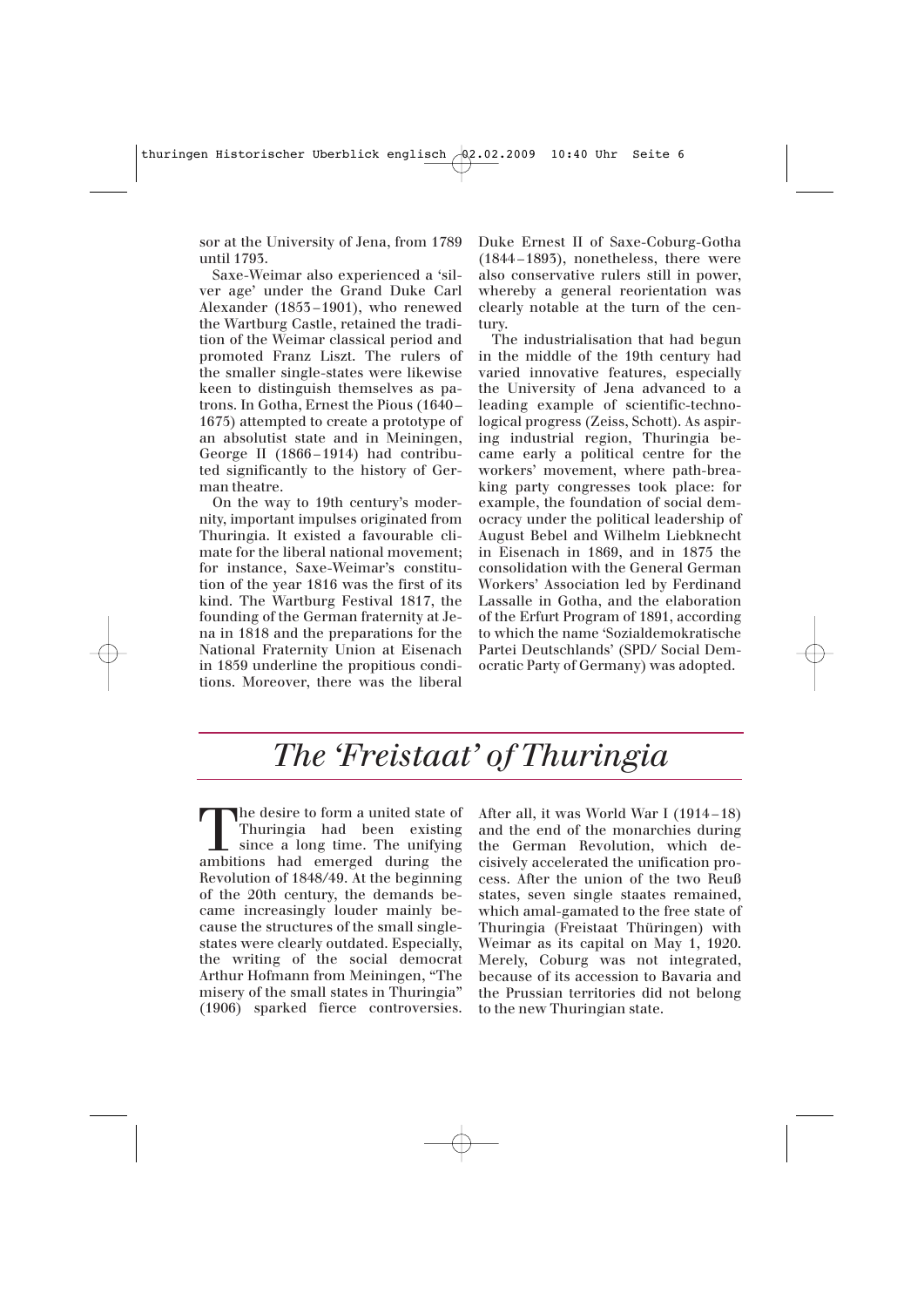sor at the University of Jena, from 1789 until 1793.

Saxe-Weimar also experienced a 'silver age' under the Grand Duke Carl Alexander (1853 – 1901), who renewed the Wartburg Castle, retained the tradition of the Weimar classical period and promoted Franz Liszt. The rulers of the smaller single-states were likewise keen to distinguish themselves as patrons. In Gotha, Ernest the Pious (1640 – 1675) attempted to create a prototype of an absolutist state and in Meiningen, George II (1866 – 1914) had contributed significantly to the history of German theatre.

On the way to 19th century's modernity, important impulses originated from Thuringia. It existed a favourable climate for the liberal national movement; for instance, Saxe-Weimar's constitution of the year 1816 was the first of its kind. The Wartburg Festival 1817, the founding of the German fraternity at Jena in 1818 and the preparations for the National Fraternity Union at Eisenach in 1859 underline the propitious conditions. Moreover, there was the liberal Duke Ernest II of Saxe-Coburg-Gotha (1844 – 1893), nonetheless, there were also conservative rulers still in power, whereby a general reorientation was clearly notable at the turn of the century.

The industrialisation that had begun in the middle of the 19th century had varied innovative features, especially the University of Jena advanced to a leading example of scientific-technological progress (Zeiss, Schott). As aspiring industrial region, Thuringia became early a political centre for the workers' movement, where path-breaking party congresses took place: for example, the foundation of social democracy under the political leadership of August Bebel and Wilhelm Liebknecht in Eisenach in 1869, and in 1875 the consolidation with the General German Workers' Association led by Ferdinand Lassalle in Gotha, and the elaboration of the Erfurt Program of 1891, according to which the name 'Sozialdemokratische Partei Deutschlands' (SPD/ Social Democratic Party of Germany) was adopted.

# *The 'Freistaat' of Thuringia*

The desire to form a united state of Thuringia had been existing since a long time. The unifying ambitions had emerged during the Revolution of 1848/49. At the beginning of the 20th century, the demands became increasingly louder mainly because the structures of the small single-states were clearly outdated. Especially, the writing of the social democrat Arthur Hofmann from Meiningen, "The misery of the small states in Thuringia" (1906) sparked fierce controversies. After all, it was World War I (1914 – 18) and the end of the monarchies during the German Revolution, which decisively accelerated the unification process. After the union of the two Reuß states, seven single staates remained, which amal-gamated to the free state of Thuringia (Freistaat Thüringen) with Weimar as its capital on May 1, 1920. Merely, Coburg was not integrated, because of its accession to Bavaria and the Prussian territories did not belong to the new Thuringian state.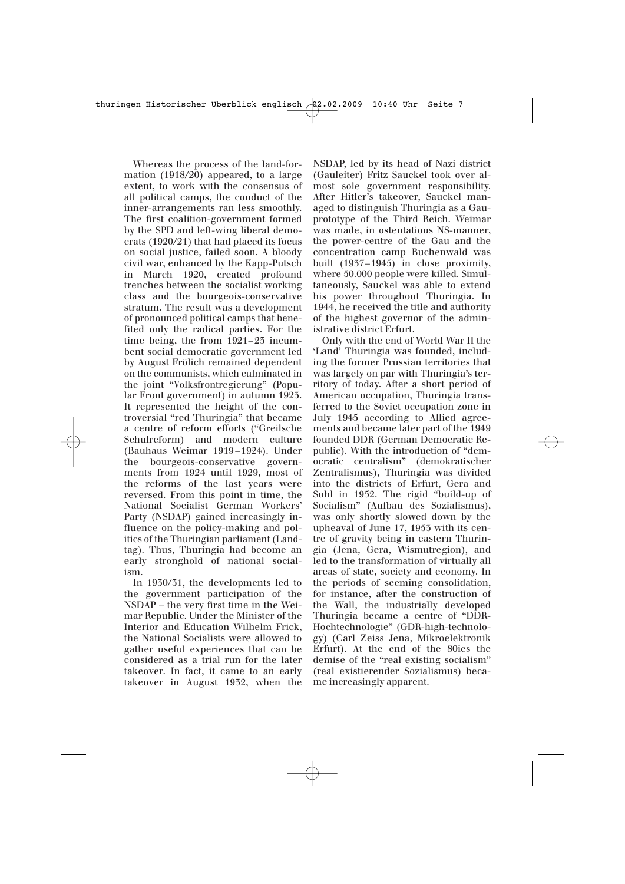Whereas the process of the land-formation (1918/20) appeared, to a large extent, to work with the consensus of all political camps, the conduct of the inner-arrangements ran less smoothly. The first coalition-government formed by the SPD and left-wing liberal democrats (1920/21) that had placed its focus on social justice, failed soon. A bloody civil war, enhanced by the Kapp-Putsch in March 1920, created profound trenches between the socialist working class and the bourgeois-conservative stratum. The result was a development of pronounced political camps that benefited only the radical parties. For the time being, the from 1921–23 incumbent social democratic government led by August Frölich remained dependent on the communists, which culminated in the joint "Volksfrontregierung" (Popular Front government) in autumn 1923. It represented the height of the controversial "red Thuringia" that became a centre of reform efforts ("Greilsche Schulreform) and modern culture (Bauhaus Weimar 1919–1924). Under the bourgeois-conservative governments from 1924 until 1929, most of the reforms of the last years were reversed. From this point in time, the National Socialist German Workers' Party (NSDAP) gained increasingly influence on the policy-making and politics of the Thuringian parliament (Landtag). Thus, Thuringia had become an early stronghold of national socialism.

In 1930/31, the developments led to the government participation of the NSDAP – the very first time in the Weimar Republic. Under the Minister of the Interior and Education Wilhelm Frick, the National Socialists were allowed to gather useful experiences that can be considered as a trial run for the later takeover. In fact, it came to an early takeover in August 1932, when the NSDAP, led by its head of Nazi district (Gauleiter) Fritz Sauckel took over almost sole government responsibility. After Hitler's takeover, Sauckel managed to distinguish Thuringia as a Gau-prototype of the Third Reich. Weimar was made, in ostentatious NS-manner, the power-centre of the Gau and the concentration camp Buchenwald was built (1937–1945) in close proximity, where 50.000 people were killed. Simultaneously, Sauckel was able to extend his power throughout Thuringia. In 1944, he received the title and authority of the highest governor of the administrative district Erfurt.

Only with the end of World War II the 'Land' Thuringia was founded, including the former Prussian territories that was largely on par with Thuringia's territory of today. After a short period of American occupation, Thuringia transferred to the Soviet occupation zone in July 1945 according to Allied agreements and became later part of the 1949 founded DDR (German Democratic Republic). With the introduction of "democratic centralism" (demokratischer Zentralismus), Thuringia was divided into the districts of Erfurt, Gera and Suhl in 1952. The rigid "build-up of Socialism" (Aufbau des Sozialismus), was only shortly slowed down by the upheaval of June 17, 1953 with its centre of gravity being in eastern Thuringia (Jena, Gera, Wismutregion), and led to the transformation of virtually all areas of state, society and economy. In the periods of seeming consolidation, for instance, after the construction of the Wall, the industrially developed Thuringia became a centre of "DDR-Hochtechnologie" (GDR-high-technology) (Carl Zeiss Jena, Mikroelektronik Erfurt). At the end of the 80ies the demise of the "real existing socialism" (real existierender Sozialismus) became increasingly apparent.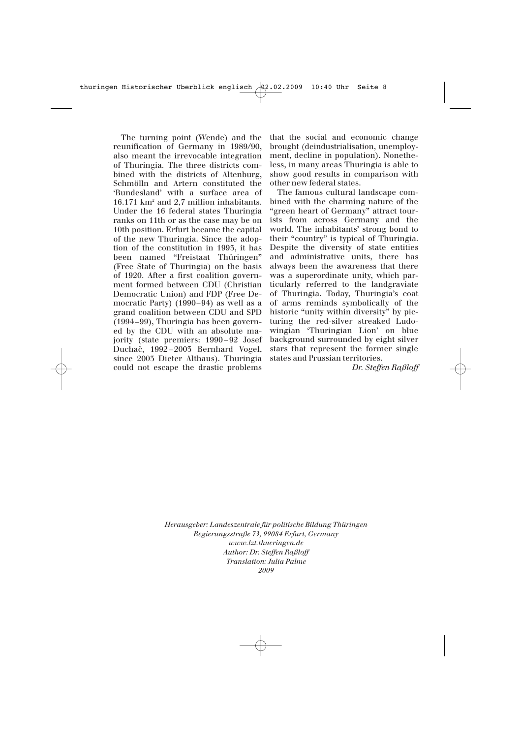The turning point (Wende) and the reunification of Germany in 1989/90, also meant the irrevocable integration of Thuringia. The three districts combined with the districts of Altenburg, Schmölln and Artern constituted the 'Bundesland' with a surface area of 16.171 km$^2$ and 2,7 million inhabitants. Under the 16 federal states Thuringia ranks on 11th or as the case may be on 10th position. Erfurt became the capital of the new Thuringia. Since the adoption of the constitution in 1993, it has been named "Freistaat Thüringen" (Free State of Thuringia) on the basis of 1920. After a first coalition government formed between CDU (Christian Democratic Union) and FDP (Free Democratic Party) (1990–94) as well as a grand coalition between CDU and SPD (1994–99), Thuringia has been governed by the CDU with an absolute majority (state premiers: 1990–92 Josef Duchač, 1992–2003 Bernhard Vogel, since 2003 Dieter Althaus). Thuringia could not escape the drastic problems that the social and economic change brought (deindustrialisation, unemployment, decline in population). Nonetheless, in many areas Thuringia is able to show good results in comparison with other new federal states.

The famous cultural landscape combined with the charming nature of the "green heart of Germany" attract tourists from across Germany and the world. The inhabitants' strong bond to their "country" is typical of Thuringia. Despite the diversity of state entities and administrative units, there has always been the awareness that there was a superordinate unity, which particularly referred to the landgraviate of Thuringia. Today, Thuringia's coat of arms reminds symbolically of the historic "unity within diversity" by picturing the red-silver streaked Ludowingian 'Thuringian Lion' on blue background surrounded by eight silver stars that represent the former single states and Prussian territories.

*Dr. Steffen Raßloff*

*Herausgeber: Landeszentrale für politische Bildung Thüringen*
*Regierungsstraße 73, 99084 Erfurt, Germany*
*www.lzt.thueringen.de*
*Author: Dr. Steffen Raßloff*
*Translation: Julia Palme*
*2009*